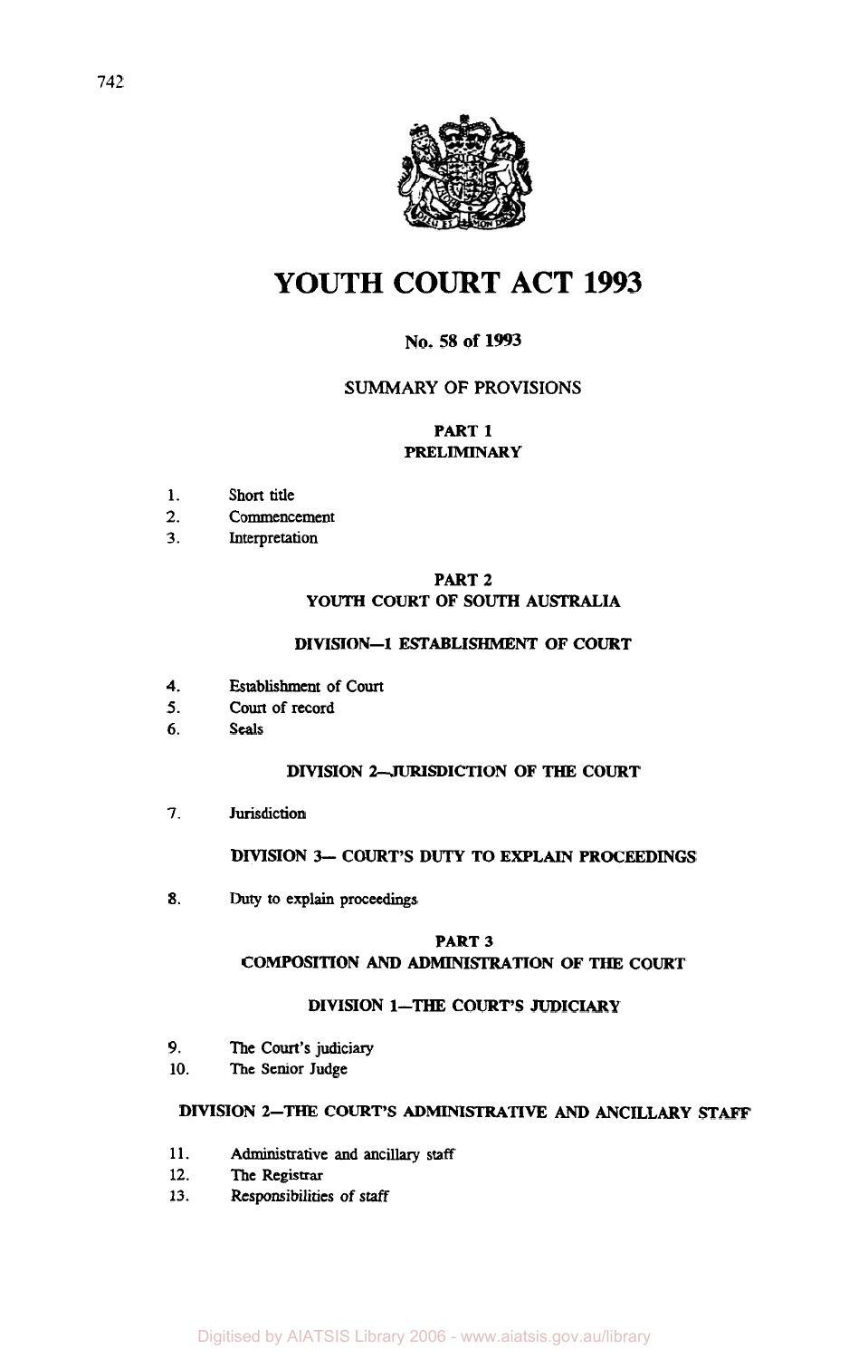# YOUTH COURT ACT 1993

**No. 58 of 1993**

SUMMARY OF PROVISIONS

## PART 1
## PRELIMINARY

1. Short title
2. Commencement
3. Interpretation

## PART 2
## YOUTH COURT OF SOUTH AUSTRALIA

### DIVISION—1 ESTABLISHMENT OF COURT

4. Establishment of Court
5. Court of record
6. Seals

### DIVISION 2—JURISDICTION OF THE COURT

7. Jurisdiction

### DIVISION 3— COURT'S DUTY TO EXPLAIN PROCEEDINGS

8. Duty to explain proceedings

## PART 3
## COMPOSITION AND ADMINISTRATION OF THE COURT

### DIVISION 1—THE COURT'S JUDICIARY

9. The Court's judiciary
10. The Senior Judge

### DIVISION 2—THE COURT'S ADMINISTRATIVE AND ANCILLARY STAFF

11. Administrative and ancillary staff
12. The Registrar
13. Responsibilities of staff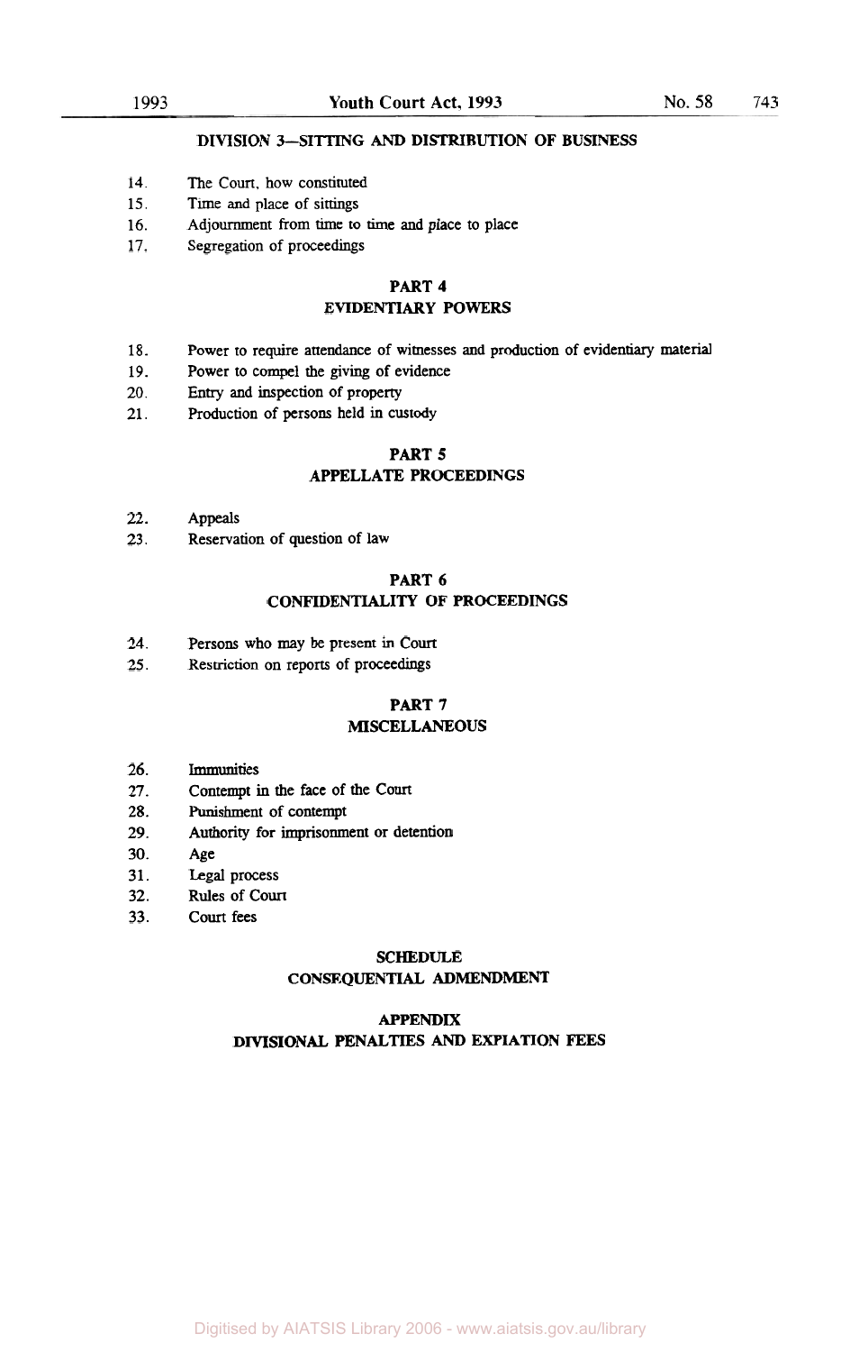#### DIVISION 3—SITTING AND DISTRIBUTION OF BUSINESS

14. The Court, how constituted
15. Time and place of sittings
16. Adjournment from time to time and place to place
17. Segregation of proceedings

### PART 4
### EVIDENTIARY POWERS

18. Power to require attendance of witnesses and production of evidentiary material
19. Power to compel the giving of evidence
20. Entry and inspection of property
21. Production of persons held in custody

### PART 5
### APPELLATE PROCEEDINGS

22. Appeals
23. Reservation of question of law

### PART 6
### CONFIDENTIALITY OF PROCEEDINGS

24. Persons who may be present in Court
25. Restriction on reports of proceedings

### PART 7
### MISCELLANEOUS

26. Immunities
27. Contempt in the face of the Court
28. Punishment of contempt
29. Authority for imprisonment or detention
30. Age
31. Legal process
32. Rules of Court
33. Court fees

### SCHEDULE
### CONSEQUENTIAL ADMENDMENT

### APPENDIX
### DIVISIONAL PENALTIES AND EXPIATION FEES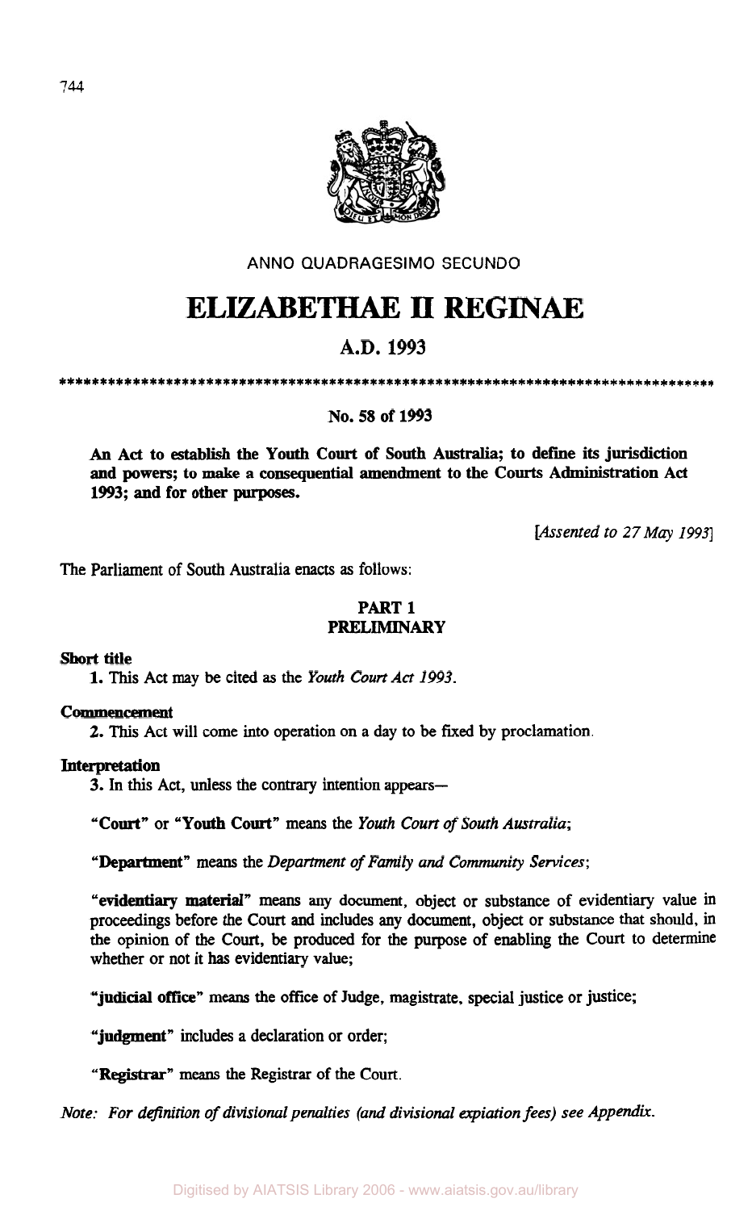ANNO QUADRAGESIMO SECUNDO

# ELIZABETHAE II REGINAE

## A.D. 1993

\*\*\*\*\*\*\*\*\*\*\*\*\*\*\*\*\*\*\*\*\*\*\*\*\*\*\*\*\*\*\*\*\*\*\*\*\*\*\*\*\*\*\*\*\*\*\*\*\*\*\*\*\*\*\*\*\*\*\*\*\*\*\*\*\*\*\*\*\*\*\*\*\*\*\*\*\*\*\*\*\*\*\*\*\*\*\*\*\*

**No. 58 of 1993**

**An Act to establish the Youth Court of South Australia; to define its jurisdiction and powers; to make a consequential amendment to the Courts Administration Act 1993; and for other purposes.**

[*Assented to 27 May 1993*]

The Parliament of South Australia enacts as follows:

### PART 1
### PRELIMINARY

**Short title**

**1.** This Act may be cited as the *Youth Court Act 1993*.

**Commencement**

**2.** This Act will come into operation on a day to be fixed by proclamation.

**Interpretation**

**3.** In this Act, unless the contrary intention appears—

"**Court**" or "**Youth Court**" means the *Youth Court of South Australia*;

"**Department**" means the *Department of Family and Community Services*;

"**evidentiary material**" means any document, object or substance of evidentiary value in proceedings before the Court and includes any document, object or substance that should, in the opinion of the Court, be produced for the purpose of enabling the Court to determine whether or not it has evidentiary value;

"**judicial office**" means the office of Judge, magistrate, special justice or justice;

"**judgment**" includes a declaration or order;

"**Registrar**" means the Registrar of the Court.

*Note: For definition of divisional penalties (and divisional expiation fees) see Appendix.*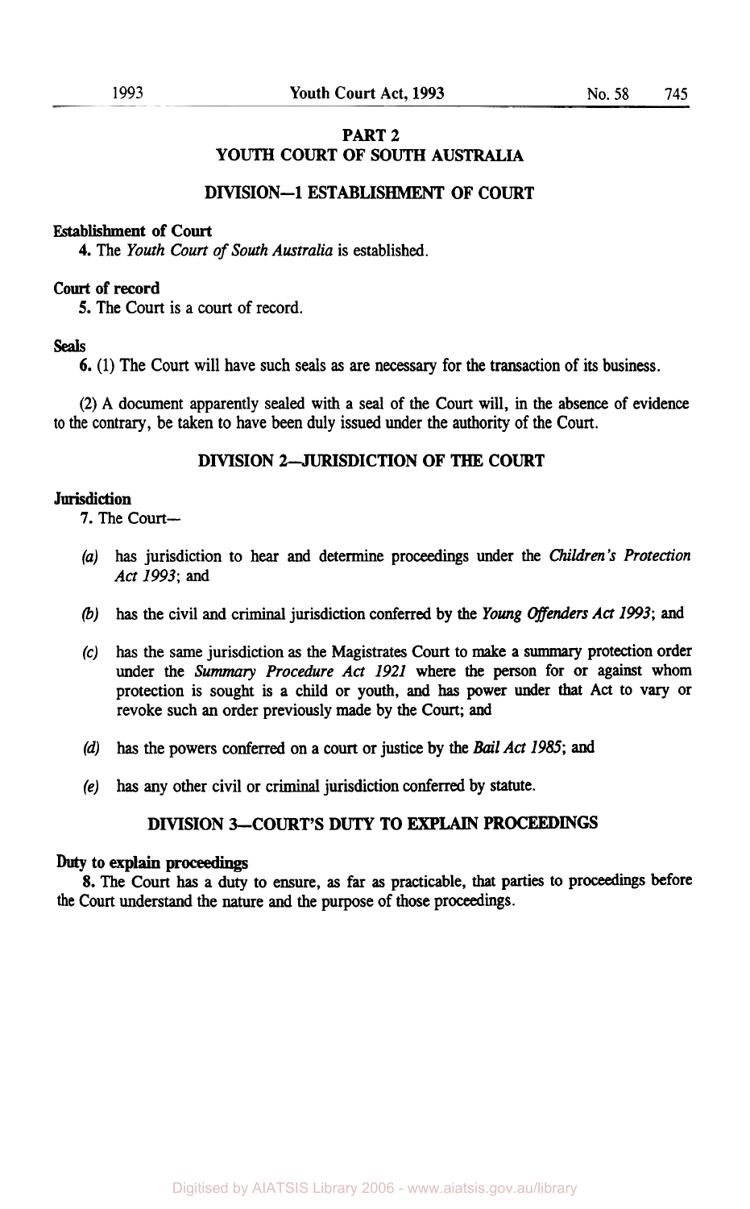# PART 2
# YOUTH COURT OF SOUTH AUSTRALIA

## DIVISION—1 ESTABLISHMENT OF COURT

**Establishment of Court**

**4.** The *Youth Court of South Australia* is established.

**Court of record**

**5.** The Court is a court of record.

**Seals**

**6.** (1) The Court will have such seals as are necessary for the transaction of its business.

(2) A document apparently sealed with a seal of the Court will, in the absence of evidence to the contrary, be taken to have been duly issued under the authority of the Court.

## DIVISION 2—JURISDICTION OF THE COURT

**Jurisdiction**

**7.** The Court—

*(a)* has jurisdiction to hear and determine proceedings under the *Children's Protection Act 1993*; and

*(b)* has the civil and criminal jurisdiction conferred by the *Young Offenders Act 1993*; and

*(c)* has the same jurisdiction as the Magistrates Court to make a summary protection order under the *Summary Procedure Act 1921* where the person for or against whom protection is sought is a child or youth, and has power under that Act to vary or revoke such an order previously made by the Court; and

*(d)* has the powers conferred on a court or justice by the *Bail Act 1985*; and

*(e)* has any other civil or criminal jurisdiction conferred by statute.

## DIVISION 3—COURT'S DUTY TO EXPLAIN PROCEEDINGS

**Duty to explain proceedings**

**8.** The Court has a duty to ensure, as far as practicable, that parties to proceedings before the Court understand the nature and the purpose of those proceedings.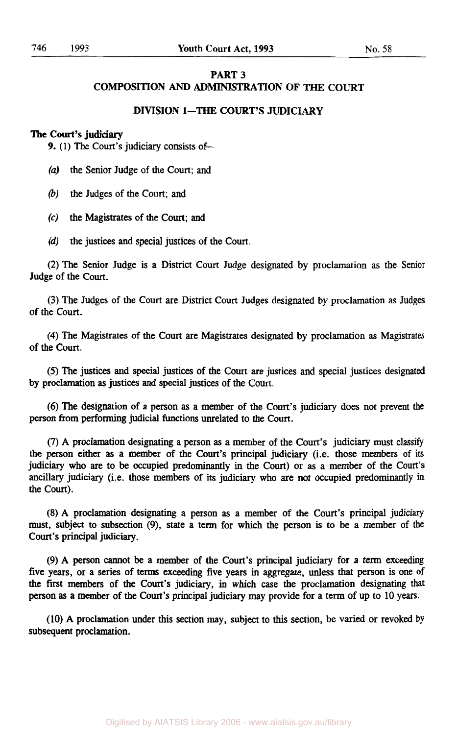## PART 3
## COMPOSITION AND ADMINISTRATION OF THE COURT

### DIVISION 1—THE COURT'S JUDICIARY

**The Court's judiciary**

**9.** (1) The Court's judiciary consists of—

*(a)* the Senior Judge of the Court; and

*(b)* the Judges of the Court; and

*(c)* the Magistrates of the Court; and

*(d)* the justices and special justices of the Court.

(2) The Senior Judge is a District Court Judge designated by proclamation as the Senior Judge of the Court.

(3) The Judges of the Court are District Court Judges designated by proclamation as Judges of the Court.

(4) The Magistrates of the Court are Magistrates designated by proclamation as Magistrates of the Court.

(5) The justices and special justices of the Court are justices and special justices designated by proclamation as justices and special justices of the Court.

(6) The designation of a person as a member of the Court's judiciary does not prevent the person from performing judicial functions unrelated to the Court.

(7) A proclamation designating a person as a member of the Court's judiciary must classify the person either as a member of the Court's principal judiciary (i.e. those members of its judiciary who are to be occupied predominantly in the Court) or as a member of the Court's ancillary judiciary (i.e. those members of its judiciary who are not occupied predominantly in the Court).

(8) A proclamation designating a person as a member of the Court's principal judiciary must, subject to subsection (9), state a term for which the person is to be a member of the Court's principal judiciary.

(9) A person cannot be a member of the Court's principal judiciary for a term exceeding five years, or a series of terms exceeding five years in aggregate, unless that person is one of the first members of the Court's judiciary, in which case the proclamation designating that person as a member of the Court's principal judiciary may provide for a term of up to 10 years.

(10) A proclamation under this section may, subject to this section, be varied or revoked by subsequent proclamation.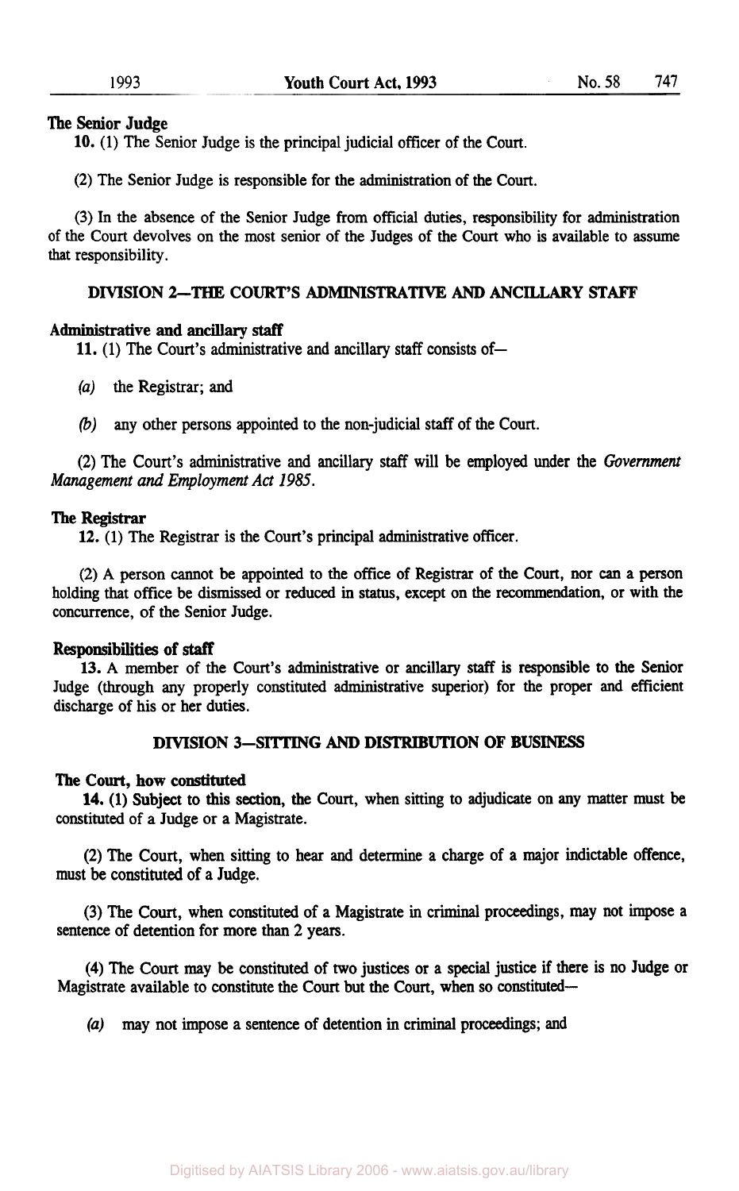**The Senior Judge**

**10.** (1) The Senior Judge is the principal judicial officer of the Court.

(2) The Senior Judge is responsible for the administration of the Court.

(3) In the absence of the Senior Judge from official duties, responsibility for administration of the Court devolves on the most senior of the Judges of the Court who is available to assume that responsibility.

## DIVISION 2—THE COURT'S ADMINISTRATIVE AND ANCILLARY STAFF

**Administrative and ancillary staff**

**11.** (1) The Court's administrative and ancillary staff consists of—

*(a)* the Registrar; and

*(b)* any other persons appointed to the non-judicial staff of the Court.

(2) The Court's administrative and ancillary staff will be employed under the *Government Management and Employment Act 1985*.

**The Registrar**

**12.** (1) The Registrar is the Court's principal administrative officer.

(2) A person cannot be appointed to the office of Registrar of the Court, nor can a person holding that office be dismissed or reduced in status, except on the recommendation, or with the concurrence, of the Senior Judge.

**Responsibilities of staff**

**13.** A member of the Court's administrative or ancillary staff is responsible to the Senior Judge (through any properly constituted administrative superior) for the proper and efficient discharge of his or her duties.

## DIVISION 3—SITTING AND DISTRIBUTION OF BUSINESS

**The Court, how constituted**

**14.** (1) Subject to this section, the Court, when sitting to adjudicate on any matter must be constituted of a Judge or a Magistrate.

(2) The Court, when sitting to hear and determine a charge of a major indictable offence, must be constituted of a Judge.

(3) The Court, when constituted of a Magistrate in criminal proceedings, may not impose a sentence of detention for more than 2 years.

(4) The Court may be constituted of two justices or a special justice if there is no Judge or Magistrate available to constitute the Court but the Court, when so constituted—

*(a)* may not impose a sentence of detention in criminal proceedings; and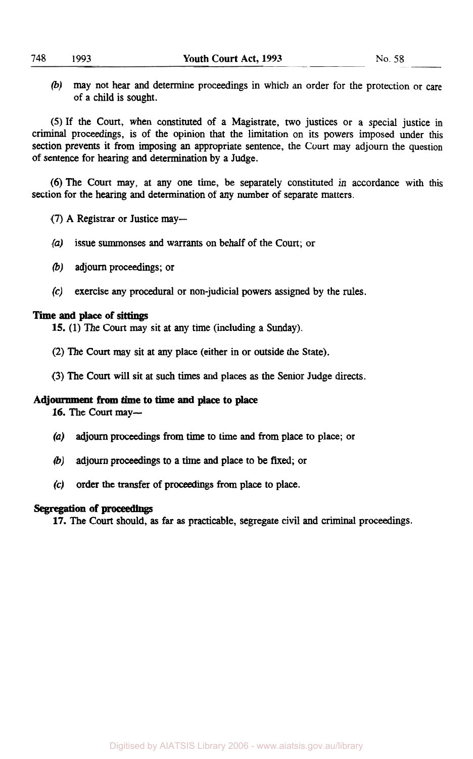*(b)* may not hear and determine proceedings in which an order for the protection or care of a child is sought.

(5) If the Court, when constituted of a Magistrate, two justices or a special justice in criminal proceedings, is of the opinion that the limitation on its powers imposed under this section prevents it from imposing an appropriate sentence, the Court may adjourn the question of sentence for hearing and determination by a Judge.

(6) The Court may, at any one time, be separately constituted in accordance with this section for the hearing and determination of any number of separate matters.

(7) A Registrar or Justice may—

*(a)* issue summonses and warrants on behalf of the Court; or

*(b)* adjourn proceedings; or

*(c)* exercise any procedural or non-judicial powers assigned by the rules.

**Time and place of sittings**

**15.** (1) The Court may sit at any time (including a Sunday).

(2) The Court may sit at any place (either in or outside the State).

(3) The Court will sit at such times and places as the Senior Judge directs.

**Adjournment from time to time and place to place**

**16.** The Court may—

*(a)* adjourn proceedings from time to time and from place to place; or

*(b)* adjourn proceedings to a time and place to be fixed; or

*(c)* order the transfer of proceedings from place to place.

**Segregation of proceedings**

**17.** The Court should, as far as practicable, segregate civil and criminal proceedings.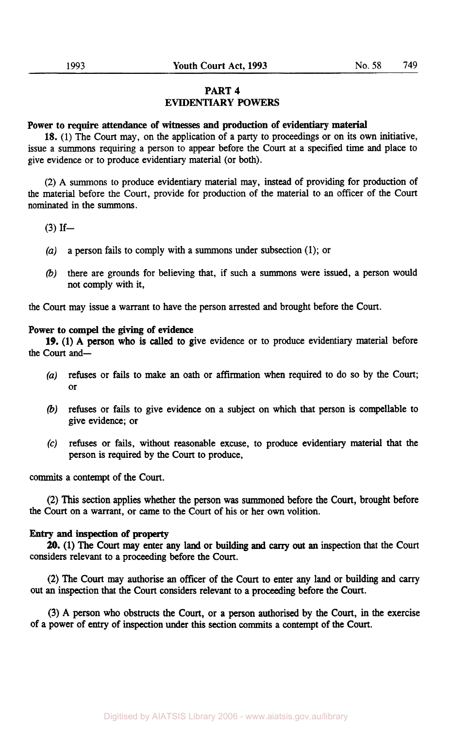## PART 4
## EVIDENTIARY POWERS

**Power to require attendance of witnesses and production of evidentiary material**

**18.** (1) The Court may, on the application of a party to proceedings or on its own initiative, issue a summons requiring a person to appear before the Court at a specified time and place to give evidence or to produce evidentiary material (or both).

(2) A summons to produce evidentiary material may, instead of providing for production of the material before the Court, provide for production of the material to an officer of the Court nominated in the summons.

(3) If—

*(a)* a person fails to comply with a summons under subsection (1); or

*(b)* there are grounds for believing that, if such a summons were issued, a person would not comply with it,

the Court may issue a warrant to have the person arrested and brought before the Court.

**Power to compel the giving of evidence**

**19.** (1) A person who is called to give evidence or to produce evidentiary material before the Court and—

*(a)* refuses or fails to make an oath or affirmation when required to do so by the Court; or

*(b)* refuses or fails to give evidence on a subject on which that person is compellable to give evidence; or

*(c)* refuses or fails, without reasonable excuse, to produce evidentiary material that the person is required by the Court to produce,

commits a contempt of the Court.

(2) This section applies whether the person was summoned before the Court, brought before the Court on a warrant, or came to the Court of his or her own volition.

**Entry and inspection of property**

**20.** (1) The Court may enter any land or building and carry out an inspection that the Court considers relevant to a proceeding before the Court.

(2) The Court may authorise an officer of the Court to enter any land or building and carry out an inspection that the Court considers relevant to a proceeding before the Court.

(3) A person who obstructs the Court, or a person authorised by the Court, in the exercise of a power of entry of inspection under this section commits a contempt of the Court.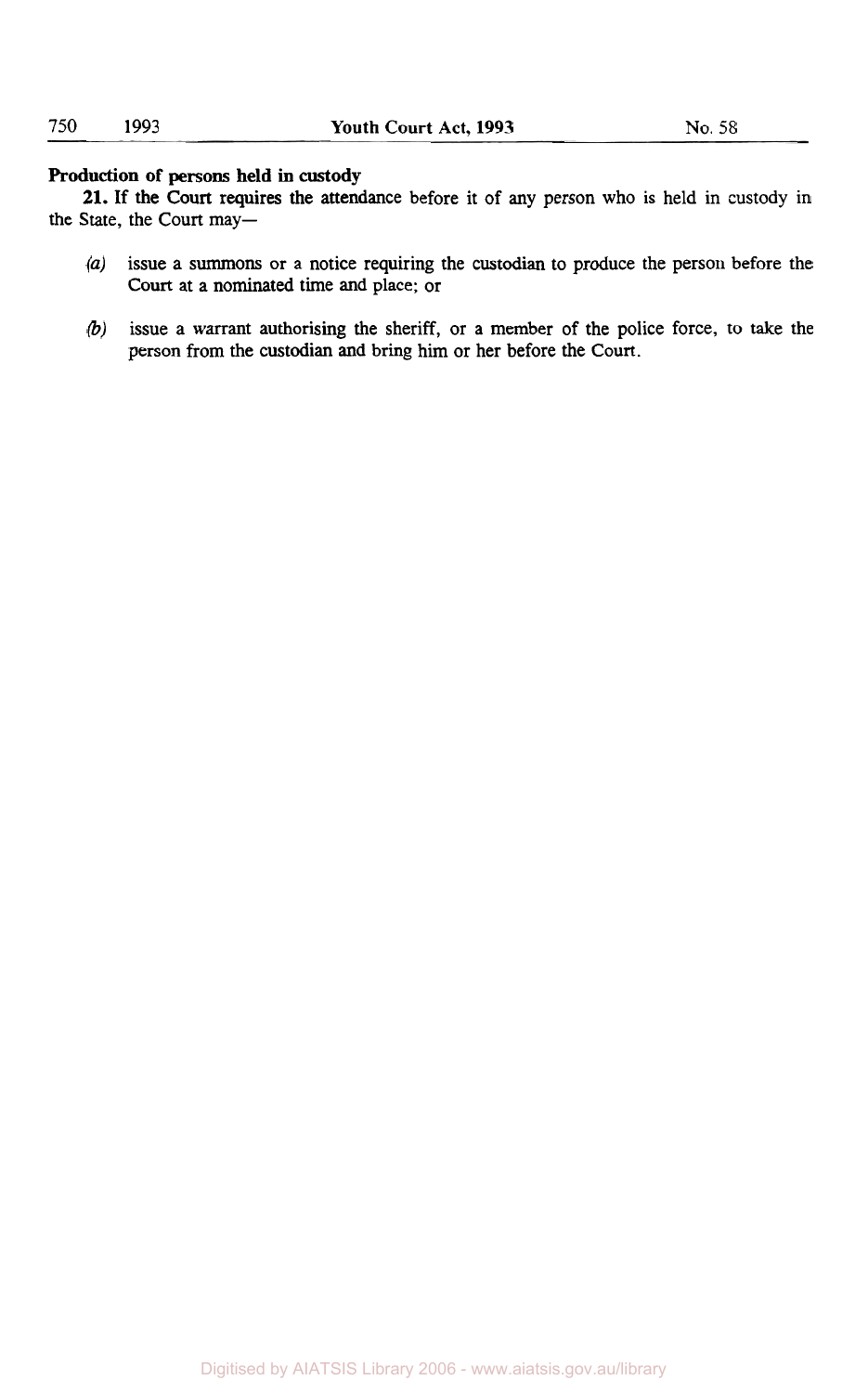**Production of persons held in custody**

**21.** If the Court requires the attendance before it of any person who is held in custody in the State, the Court may—

*(a)* issue a summons or a notice requiring the custodian to produce the person before the Court at a nominated time and place; or

*(b)* issue a warrant authorising the sheriff, or a member of the police force, to take the person from the custodian and bring him or her before the Court.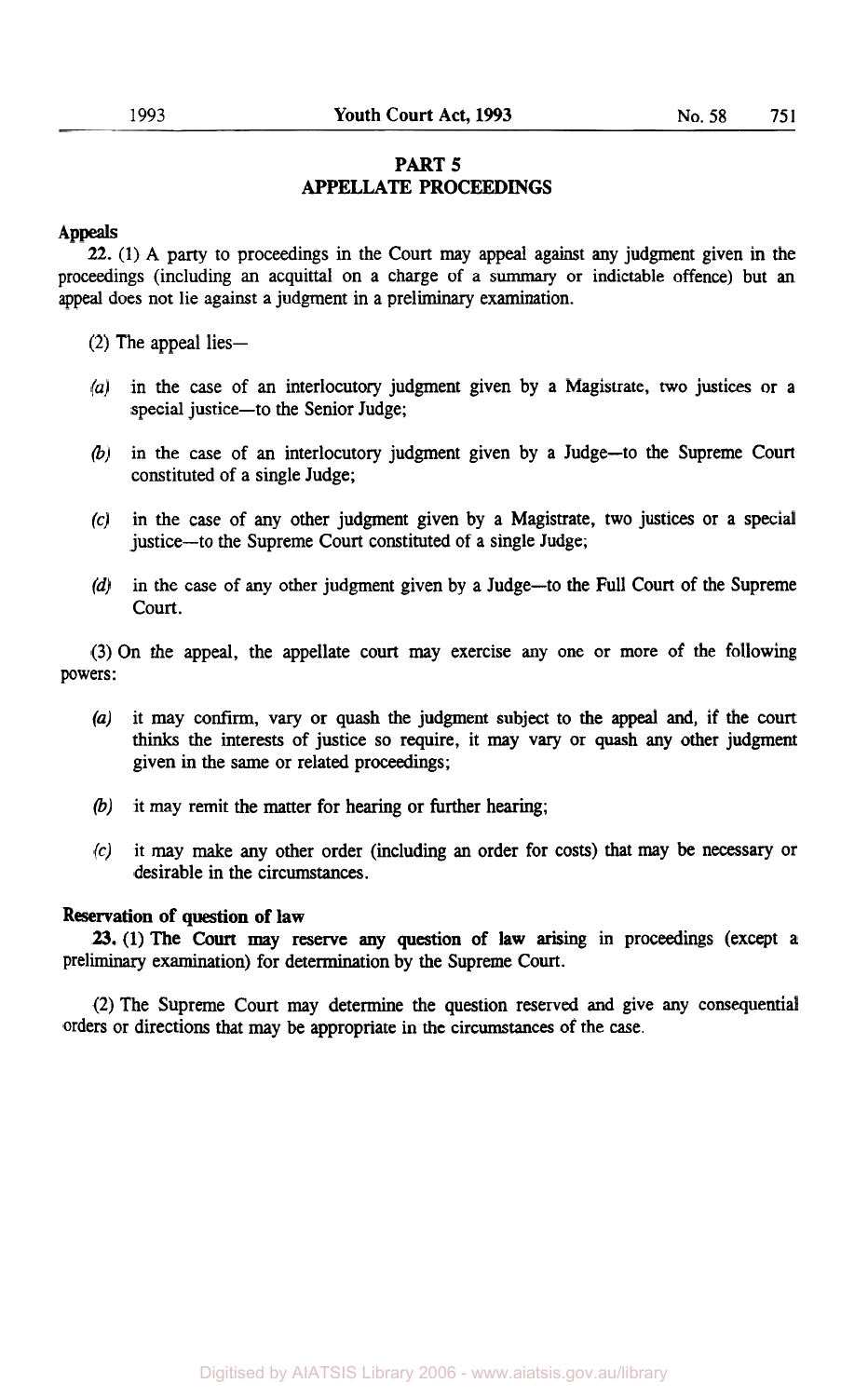## PART 5
## APPELLATE PROCEEDINGS

**Appeals**

**22.** (1) A party to proceedings in the Court may appeal against any judgment given in the proceedings (including an acquittal on a charge of a summary or indictable offence) but an appeal does not lie against a judgment in a preliminary examination.

(2) The appeal lies—

*(a)* in the case of an interlocutory judgment given by a Magistrate, two justices or a special justice—to the Senior Judge;

*(b)* in the case of an interlocutory judgment given by a Judge—to the Supreme Court constituted of a single Judge;

*(c)* in the case of any other judgment given by a Magistrate, two justices or a special justice—to the Supreme Court constituted of a single Judge;

*(d)* in the case of any other judgment given by a Judge—to the Full Court of the Supreme Court.

(3) On the appeal, the appellate court may exercise any one or more of the following powers:

*(a)* it may confirm, vary or quash the judgment subject to the appeal and, if the court thinks the interests of justice so require, it may vary or quash any other judgment given in the same or related proceedings;

*(b)* it may remit the matter for hearing or further hearing;

*(c)* it may make any other order (including an order for costs) that may be necessary or desirable in the circumstances.

**Reservation of question of law**

**23.** (1) The Court may reserve any question of law arising in proceedings (except a preliminary examination) for determination by the Supreme Court.

(2) The Supreme Court may determine the question reserved and give any consequential orders or directions that may be appropriate in the circumstances of the case.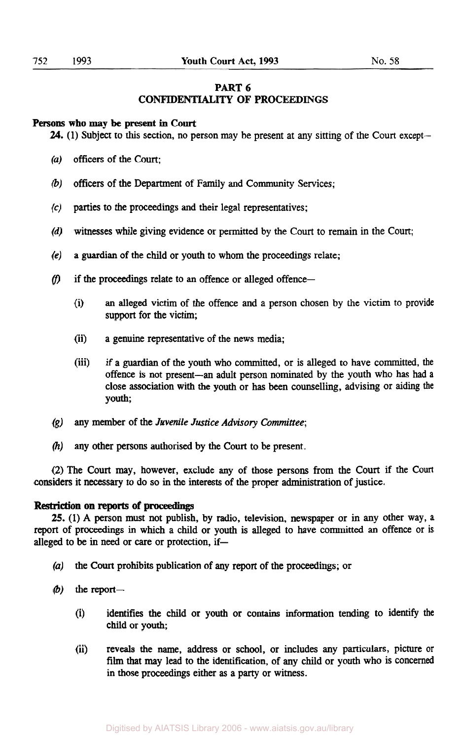## PART 6
## CONFIDENTIALITY OF PROCEEDINGS

**Persons who may be present in Court**

**24.** (1) Subject to this section, no person may be present at any sitting of the Court except—

*(a)* officers of the Court;

*(b)* officers of the Department of Family and Community Services;

*(c)* parties to the proceedings and their legal representatives;

*(d)* witnesses while giving evidence or permitted by the Court to remain in the Court;

*(e)* a guardian of the child or youth to whom the proceedings relate;

*(f)* if the proceedings relate to an offence or alleged offence—

(i) an alleged victim of the offence and a person chosen by the victim to provide support for the victim;

(ii) a genuine representative of the news media;

(iii) if a guardian of the youth who committed, or is alleged to have committed, the offence is not present—an adult person nominated by the youth who has had a close association with the youth or has been counselling, advising or aiding the youth;

*(g)* any member of the *Juvenile Justice Advisory Committee*;

*(h)* any other persons authorised by the Court to be present.

(2) The Court may, however, exclude any of those persons from the Court if the Court considers it necessary to do so in the interests of the proper administration of justice.

**Restriction on reports of proceedings**

**25.** (1) A person must not publish, by radio, television, newspaper or in any other way, a report of proceedings in which a child or youth is alleged to have committed an offence or is alleged to be in need or care or protection, if—

*(a)* the Court prohibits publication of any report of the proceedings; or

*(b)* the report—

(i) identifies the child or youth or contains information tending to identify the child or youth;

(ii) reveals the name, address or school, or includes any particulars, picture or film that may lead to the identification, of any child or youth who is concerned in those proceedings either as a party or witness.